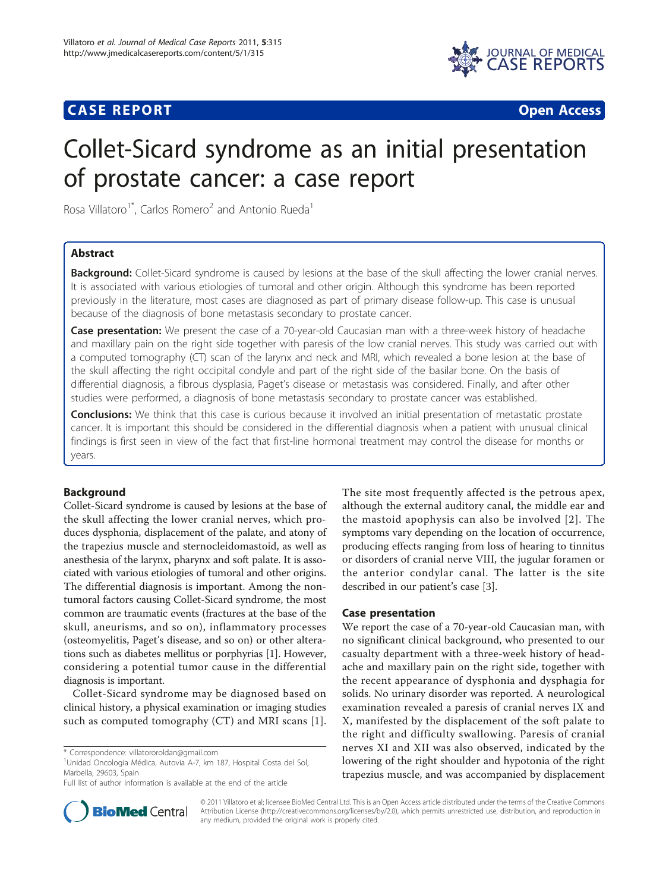**CASE REPORT** **Open Access**

# Collet-Sicard syndrome as an initial presentation of prostate cancer: a case report

Rosa Villatoro[1*], Carlos Romero[2] and Antonio Rueda[1]

## Abstract

**Background:** Collet-Sicard syndrome is caused by lesions at the base of the skull affecting the lower cranial nerves. It is associated with various etiologies of tumoral and other origin. Although this syndrome has been reported previously in the literature, most cases are diagnosed as part of primary disease follow-up. This case is unusual because of the diagnosis of bone metastasis secondary to prostate cancer.

**Case presentation:** We present the case of a 70-year-old Caucasian man with a three-week history of headache and maxillary pain on the right side together with paresis of the low cranial nerves. This study was carried out with a computed tomography (CT) scan of the larynx and neck and MRI, which revealed a bone lesion at the base of the skull affecting the right occipital condyle and part of the right side of the basilar bone. On the basis of differential diagnosis, a fibrous dysplasia, Paget's disease or metastasis was considered. Finally, and after other studies were performed, a diagnosis of bone metastasis secondary to prostate cancer was established.

**Conclusions:** We think that this case is curious because it involved an initial presentation of metastatic prostate cancer. It is important this should be considered in the differential diagnosis when a patient with unusual clinical findings is first seen in view of the fact that first-line hormonal treatment may control the disease for months or years.

## Background

Collet-Sicard syndrome is caused by lesions at the base of the skull affecting the lower cranial nerves, which produces dysphonia, displacement of the palate, and atony of the trapezius muscle and sternocleidomastoid, as well as anesthesia of the larynx, pharynx and soft palate. It is associated with various etiologies of tumoral and other origins. The differential diagnosis is important. Among the non-tumoral factors causing Collet-Sicard syndrome, the most common are traumatic events (fractures at the base of the skull, aneurisms, and so on), inflammatory processes (osteomyelitis, Paget's disease, and so on) or other alterations such as diabetes mellitus or porphyrias [1]. However, considering a potential tumor cause in the differential diagnosis is important.

Collet-Sicard syndrome may be diagnosed based on clinical history, a physical examination or imaging studies such as computed tomography (CT) and MRI scans [1]. The site most frequently affected is the petrous apex, although the external auditory canal, the middle ear and the mastoid apophysis can also be involved [2]. The symptoms vary depending on the location of occurrence, producing effects ranging from loss of hearing to tinnitus or disorders of cranial nerve VIII, the jugular foramen or the anterior condylar canal. The latter is the site described in our patient's case [3].

## Case presentation

We report the case of a 70-year-old Caucasian man, with no significant clinical background, who presented to our casualty department with a three-week history of headache and maxillary pain on the right side, together with the recent appearance of dysphonia and dysphagia for solids. No urinary disorder was reported. A neurological examination revealed a paresis of cranial nerves IX and X, manifested by the displacement of the soft palate to the right and difficulty swallowing. Paresis of cranial nerves XI and XII was also observed, indicated by the lowering of the right shoulder and hypotonia of the right trapezius muscle, and was accompanied by displacement

\* Correspondence: villatororoldan@gmail.com
[1]Unidad Oncologia Médica, Autovia A-7, km 187, Hospital Costa del Sol, Marbella, 29603, Spain
Full list of author information is available at the end of the article

© 2011 Villatoro et al; licensee BioMed Central Ltd. This is an Open Access article distributed under the terms of the Creative Commons Attribution License (http://creativecommons.org/licenses/by/2.0), which permits unrestricted use, distribution, and reproduction in any medium, provided the original work is properly cited.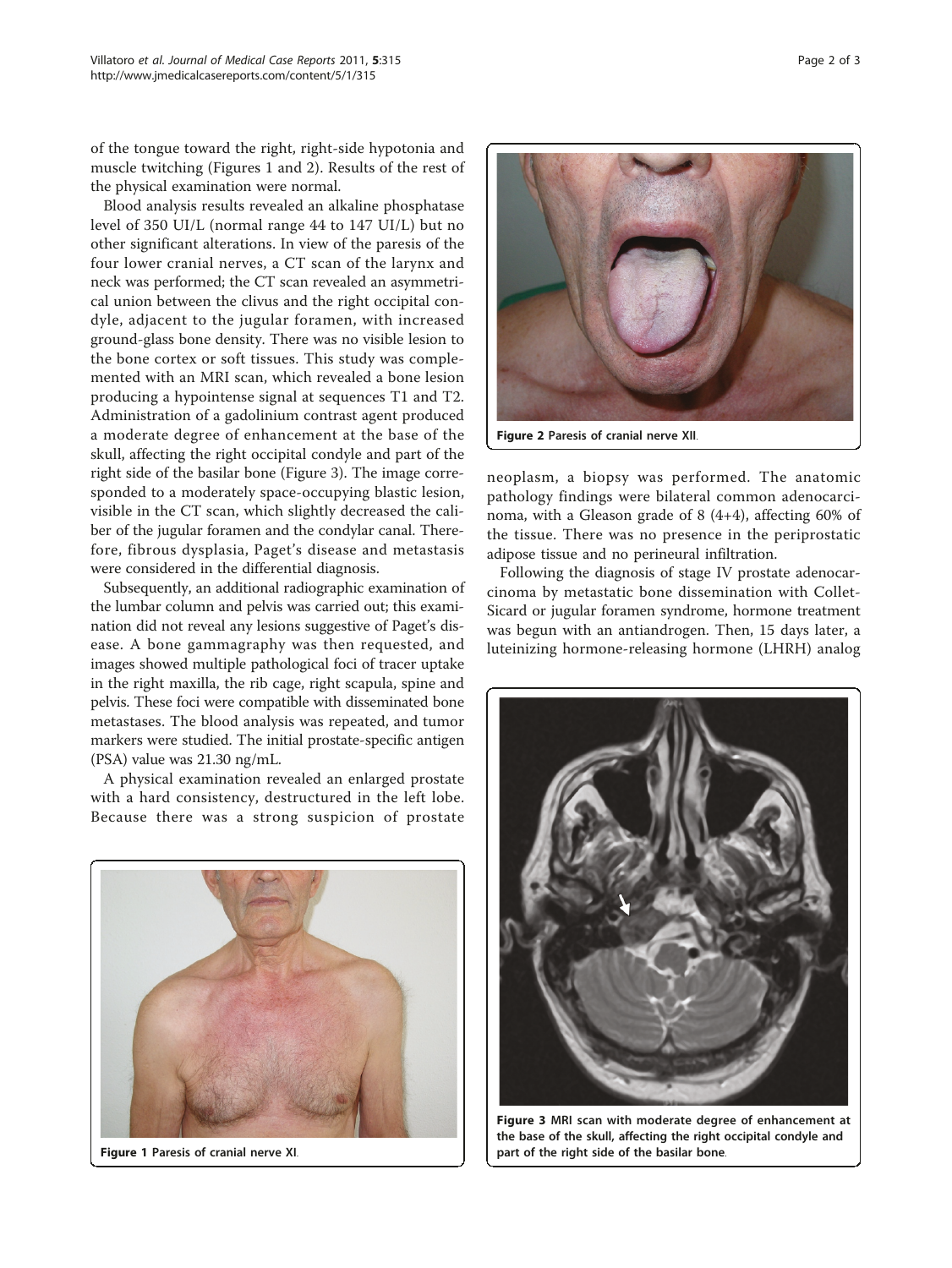of the tongue toward the right, right-side hypotonia and muscle twitching (Figures 1 and 2). Results of the rest of the physical examination were normal.

Blood analysis results revealed an alkaline phosphatase level of 350 UI/L (normal range 44 to 147 UI/L) but no other significant alterations. In view of the paresis of the four lower cranial nerves, a CT scan of the larynx and neck was performed; the CT scan revealed an asymmetrical union between the clivus and the right occipital condyle, adjacent to the jugular foramen, with increased ground-glass bone density. There was no visible lesion to the bone cortex or soft tissues. This study was complemented with an MRI scan, which revealed a bone lesion producing a hypointense signal at sequences T1 and T2. Administration of a gadolinium contrast agent produced a moderate degree of enhancement at the base of the skull, affecting the right occipital condyle and part of the right side of the basilar bone (Figure 3). The image corresponded to a moderately space-occupying blastic lesion, visible in the CT scan, which slightly decreased the caliber of the jugular foramen and the condylar canal. Therefore, fibrous dysplasia, Paget's disease and metastasis were considered in the differential diagnosis.

Subsequently, an additional radiographic examination of the lumbar column and pelvis was carried out; this examination did not reveal any lesions suggestive of Paget's disease. A bone gammagraphy was then requested, and images showed multiple pathological foci of tracer uptake in the right maxilla, the rib cage, right scapula, spine and pelvis. These foci were compatible with disseminated bone metastases. The blood analysis was repeated, and tumor markers were studied. The initial prostate-specific antigen (PSA) value was 21.30 ng/mL.

A physical examination revealed an enlarged prostate with a hard consistency, destructured in the left lobe. Because there was a strong suspicion of prostate neoplasm, a biopsy was performed. The anatomic pathology findings were bilateral common adenocarcinoma, with a Gleason grade of 8 (4+4), affecting 60% of the tissue. There was no presence in the periprostatic adipose tissue and no perineural infiltration.

Following the diagnosis of stage IV prostate adenocarcinoma by metastatic bone dissemination with Collet-Sicard or jugular foramen syndrome, hormone treatment was begun with an antiandrogen. Then, 15 days later, a luteinizing hormone-releasing hormone (LHRH) analog

**Figure 1** Paresis of cranial nerve XI.

**Figure 2** Paresis of cranial nerve XII.

**Figure 3** MRI scan with moderate degree of enhancement at the base of the skull, affecting the right occipital condyle and part of the right side of the basilar bone.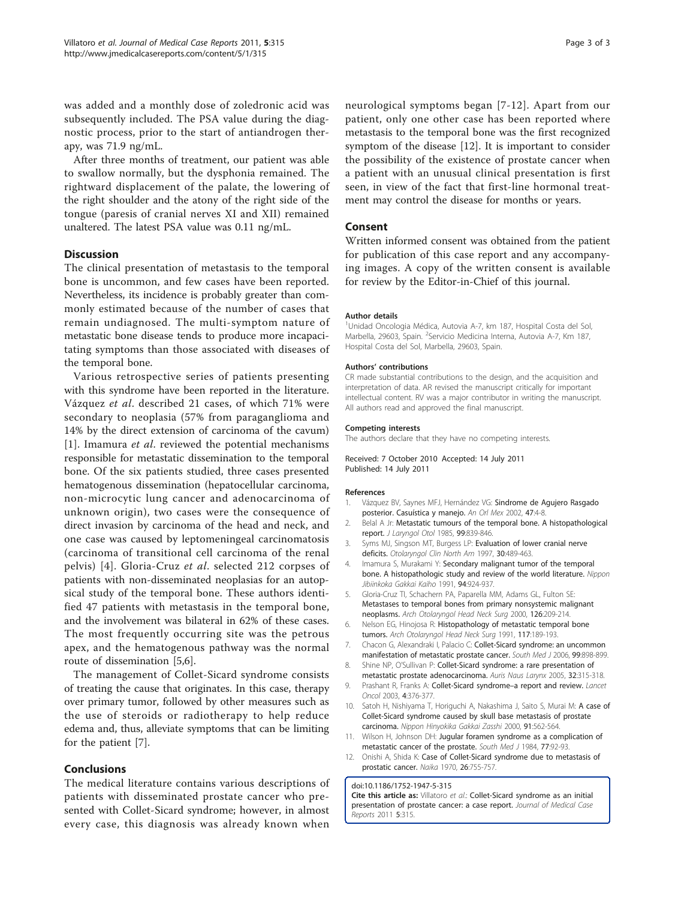was added and a monthly dose of zoledronic acid was subsequently included. The PSA value during the diagnostic process, prior to the start of antiandrogen therapy, was 71.9 ng/mL.

After three months of treatment, our patient was able to swallow normally, but the dysphonia remained. The rightward displacement of the palate, the lowering of the right shoulder and the atony of the right side of the tongue (paresis of cranial nerves XI and XII) remained unaltered. The latest PSA value was 0.11 ng/mL.

## Discussion

The clinical presentation of metastasis to the temporal bone is uncommon, and few cases have been reported. Nevertheless, its incidence is probably greater than commonly estimated because of the number of cases that remain undiagnosed. The multi-symptom nature of metastatic bone disease tends to produce more incapacitating symptoms than those associated with diseases of the temporal bone.

Various retrospective series of patients presenting with this syndrome have been reported in the literature. Vázquez *et al*. described 21 cases, of which 71% were secondary to neoplasia (57% from paraganglioma and 14% by the direct extension of carcinoma of the cavum) [1]. Imamura *et al*. reviewed the potential mechanisms responsible for metastatic dissemination to the temporal bone. Of the six patients studied, three cases presented hematogenous dissemination (hepatocellular carcinoma, non-microcytic lung cancer and adenocarcinoma of unknown origin), two cases were the consequence of direct invasion by carcinoma of the head and neck, and one case was caused by leptomeningeal carcinomatosis (carcinoma of transitional cell carcinoma of the renal pelvis) [4]. Gloria-Cruz *et al*. selected 212 corpses of patients with non-disseminated neoplasias for an autopsical study of the temporal bone. These authors identified 47 patients with metastasis in the temporal bone, and the involvement was bilateral in 62% of these cases. The most frequently occurring site was the petrous apex, and the hematogenous pathway was the normal route of dissemination [5,6].

The management of Collet-Sicard syndrome consists of treating the cause that originates. In this case, therapy over primary tumor, followed by other measures such as the use of steroids or radiotherapy to help reduce edema and, thus, alleviate symptoms that can be limiting for the patient [7].

## Conclusions

The medical literature contains various descriptions of patients with disseminated prostate cancer who presented with Collet-Sicard syndrome; however, in almost every case, this diagnosis was already known when neurological symptoms began [7-12]. Apart from our patient, only one other case has been reported where metastasis to the temporal bone was the first recognized symptom of the disease [12]. It is important to consider the possibility of the existence of prostate cancer when a patient with an unusual clinical presentation is first seen, in view of the fact that first-line hormonal treatment may control the disease for months or years.

## Consent

Written informed consent was obtained from the patient for publication of this case report and any accompanying images. A copy of the written consent is available for review by the Editor-in-Chief of this journal.

#### Author details

[1]Unidad Oncologia Médica, Autovia A-7, km 187, Hospital Costa del Sol, Marbella, 29603, Spain. [2]Servicio Medicina Interna, Autovia A-7, Km 187, Hospital Costa del Sol, Marbella, 29603, Spain.

#### Authors' contributions

CR made substantial contributions to the design, and the acquisition and interpretation of data. AR revised the manuscript critically for important intellectual content. RV was a major contributor in writing the manuscript. All authors read and approved the final manuscript.

#### Competing interests

The authors declare that they have no competing interests.

Received: 7 October 2010 Accepted: 14 July 2011
Published: 14 July 2011

#### References

1. Vázquez BV, Saynes MFJ, Hernández VG: **Sindrome de Agujero Rasgado posterior. Casuística y manejo.** *An Orl Mex* 2002, **47**:4-8.
2. Belal A Jr: **Metastatic tumours of the temporal bone. A histopathological report.** *J Laryngol Otol* 1985, **99**:839-846.
3. Syms MJ, Singson MT, Burgess LP: **Evaluation of lower cranial nerve deficits.** *Otolaryngol Clin North Am* 1997, **30**:489-463.
4. Imamura S, Murakami Y: **Secondary malignant tumor of the temporal bone. A histopathologic study and review of the world literature.** *Nippon Jibiinkoka Gakkai Kaiho* 1991, **94**:924-937.
5. Gloria-Cruz TI, Schachern PA, Paparella MM, Adams GL, Fulton SE: **Metastases to temporal bones from primary nonsystemic malignant neoplasms.** *Arch Otolaryngol Head Neck Surg* 2000, **126**:209-214.
6. Nelson EG, Hinojosa R: **Histopathology of metastatic temporal bone tumors.** *Arch Otolaryngol Head Neck Surg* 1991, **117**:189-193.
7. Chacon G, Alexandraki I, Palacio C: **Collet-Sicard syndrome: an uncommon manifestation of metastatic prostate cancer.** *South Med J* 2006, **99**:898-899.
8. Shine NP, O'Sullivan P: **Collet-Sicard syndrome: a rare presentation of metastatic prostate adenocarcinoma.** *Auris Naus Larynx* 2005, **32**:315-318.
9. Prashant R, Franks A: **Collet-Sicard syndrome–a report and review.** *Lancet Oncol* 2003, **4**:376-377.
10. Satoh H, Nishiyama T, Horiguchi A, Nakashima J, Saito S, Murai M: **A case of Collet-Sicard syndrome caused by skull base metastasis of prostate carcinoma.** *Nippon Hinyokika Gakkai Zasshi* 2000, **91**:562-564.
11. Wilson H, Johnson DH: **Jugular foramen syndrome as a complication of metastatic cancer of the prostate.** *South Med J* 1984, **77**:92-93.
12. Onishi A, Shida K: **Case of Collet-Sicard syndrome due to metastasis of prostatic cancer.** *Naika* 1970, **26**:755-757.

doi:10.1186/1752-1947-5-315
**Cite this article as:** Villatoro *et al.*: Collet-Sicard syndrome as an initial presentation of prostate cancer: a case report. *Journal of Medical Case Reports* 2011 **5**:315.